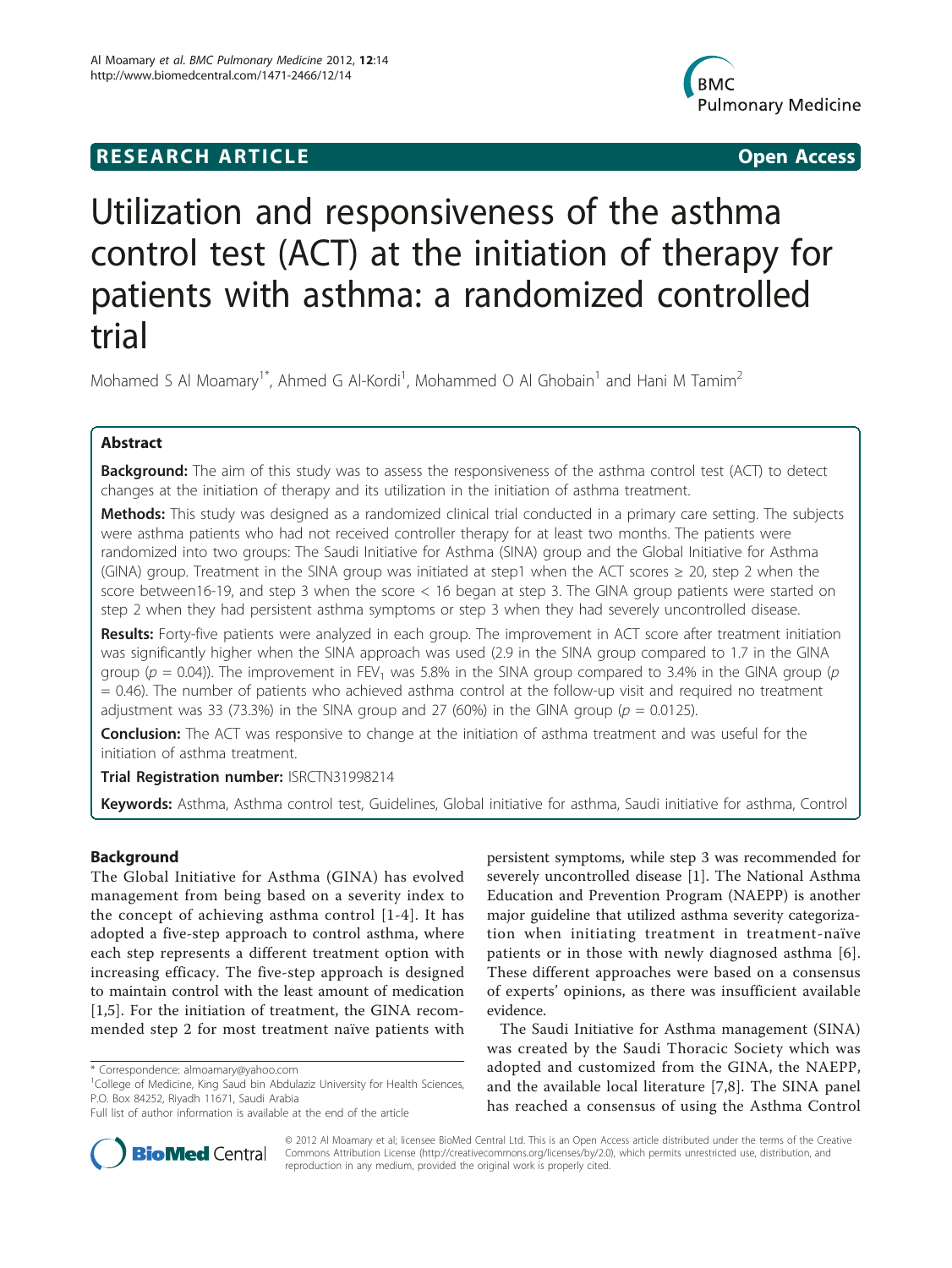**RESEARCH ARTICLE** **Open Access**

# Utilization and responsiveness of the asthma control test (ACT) at the initiation of therapy for patients with asthma: a randomized controlled trial

Mohamed S Al Moamary[1*], Ahmed G Al-Kordi[1], Mohammed O Al Ghobain[1] and Hani M Tamim[2]

## Abstract

**Background:** The aim of this study was to assess the responsiveness of the asthma control test (ACT) to detect changes at the initiation of therapy and its utilization in the initiation of asthma treatment.

**Methods:** This study was designed as a randomized clinical trial conducted in a primary care setting. The subjects were asthma patients who had not received controller therapy for at least two months. The patients were randomized into two groups: The Saudi Initiative for Asthma (SINA) group and the Global Initiative for Asthma (GINA) group. Treatment in the SINA group was initiated at step1 when the ACT scores ≥ 20, step 2 when the score between16-19, and step 3 when the score < 16 began at step 3. The GINA group patients were started on step 2 when they had persistent asthma symptoms or step 3 when they had severely uncontrolled disease.

**Results:** Forty-five patients were analyzed in each group. The improvement in ACT score after treatment initiation was significantly higher when the SINA approach was used (2.9 in the SINA group compared to 1.7 in the GINA group ($p$ = 0.04)). The improvement in $FEV_1$ was 5.8% in the SINA group compared to 3.4% in the GINA group ($p$ = 0.46). The number of patients who achieved asthma control at the follow-up visit and required no treatment adjustment was 33 (73.3%) in the SINA group and 27 (60%) in the GINA group ($p$ = 0.0125).

**Conclusion:** The ACT was responsive to change at the initiation of asthma treatment and was useful for the initiation of asthma treatment.

**Trial Registration number:** ISRCTN31998214

**Keywords:** Asthma, Asthma control test, Guidelines, Global initiative for asthma, Saudi initiative for asthma, Control

## Background

The Global Initiative for Asthma (GINA) has evolved management from being based on a severity index to the concept of achieving asthma control [1-4]. It has adopted a five-step approach to control asthma, where each step represents a different treatment option with increasing efficacy. The five-step approach is designed to maintain control with the least amount of medication [1,5]. For the initiation of treatment, the GINA recommended step 2 for most treatment naïve patients with persistent symptoms, while step 3 was recommended for severely uncontrolled disease [1]. The National Asthma Education and Prevention Program (NAEPP) is another major guideline that utilized asthma severity categorization when initiating treatment in treatment-naïve patients or in those with newly diagnosed asthma [6]. These different approaches were based on a consensus of experts' opinions, as there was insufficient available evidence.

The Saudi Initiative for Asthma management (SINA) was created by the Saudi Thoracic Society which was adopted and customized from the GINA, the NAEPP, and the available local literature [7,8]. The SINA panel has reached a consensus of using the Asthma Control

\* Correspondence: almoamary@yahoo.com
[1]College of Medicine, King Saud bin Abdulaziz University for Health Sciences, P.O. Box 84252, Riyadh 11671, Saudi Arabia
Full list of author information is available at the end of the article

© 2012 Al Moamary et al; licensee BioMed Central Ltd. This is an Open Access article distributed under the terms of the Creative Commons Attribution License (http://creativecommons.org/licenses/by/2.0), which permits unrestricted use, distribution, and reproduction in any medium, provided the original work is properly cited.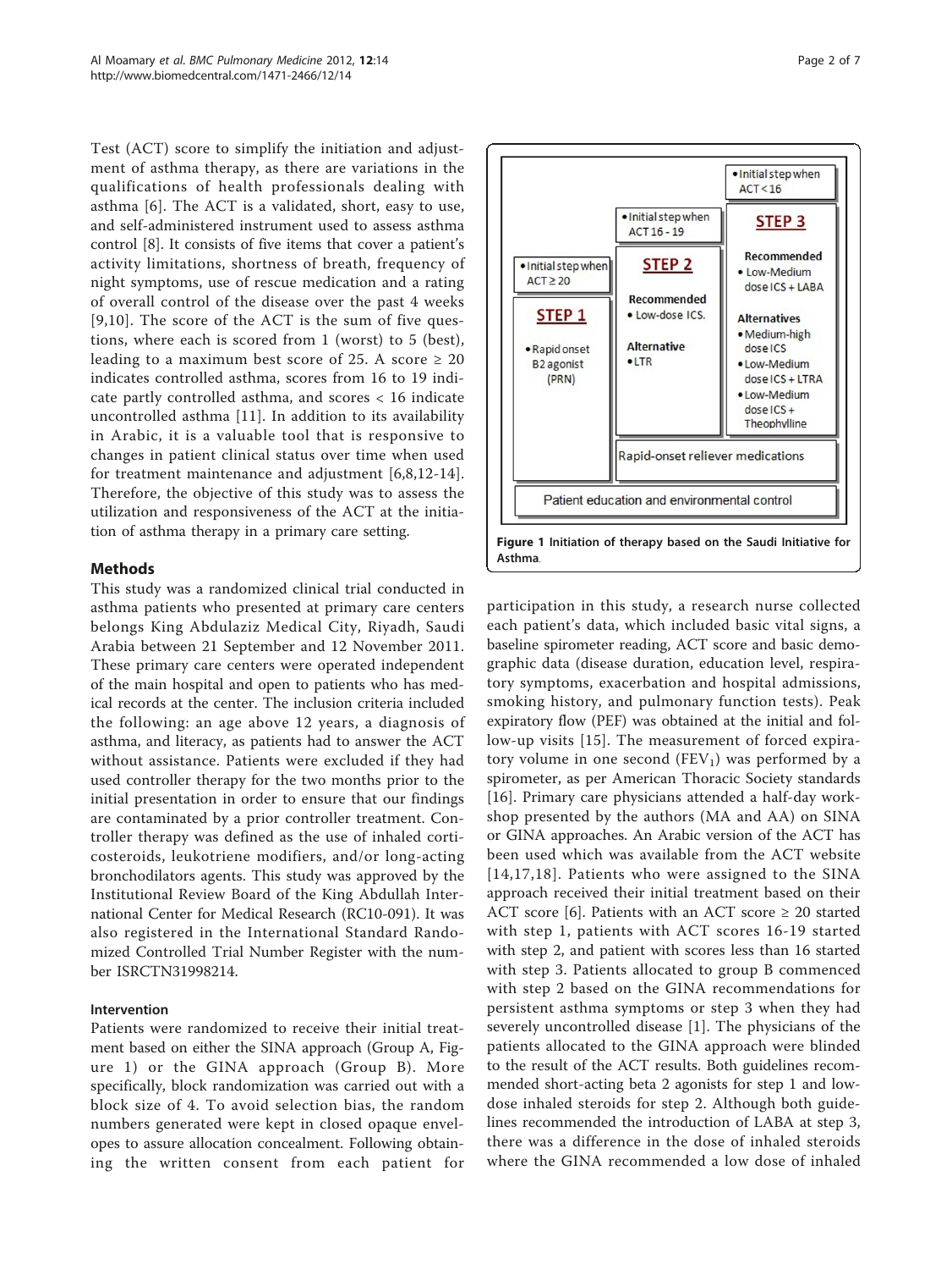Test (ACT) score to simplify the initiation and adjustment of asthma therapy, as there are variations in the qualifications of health professionals dealing with asthma [6]. The ACT is a validated, short, easy to use, and self-administered instrument used to assess asthma control [8]. It consists of five items that cover a patient's activity limitations, shortness of breath, frequency of night symptoms, use of rescue medication and a rating of overall control of the disease over the past 4 weeks [9,10]. The score of the ACT is the sum of five questions, where each is scored from 1 (worst) to 5 (best), leading to a maximum best score of 25. A score ≥ 20 indicates controlled asthma, scores from 16 to 19 indicate partly controlled asthma, and scores < 16 indicate uncontrolled asthma [11]. In addition to its availability in Arabic, it is a valuable tool that is responsive to changes in patient clinical status over time when used for treatment maintenance and adjustment [6,8,12-14]. Therefore, the objective of this study was to assess the utilization and responsiveness of the ACT at the initiation of asthma therapy in a primary care setting.

## Methods

This study was a randomized clinical trial conducted in asthma patients who presented at primary care centers belongs King Abdulaziz Medical City, Riyadh, Saudi Arabia between 21 September and 12 November 2011. These primary care centers were operated independent of the main hospital and open to patients who has medical records at the center. The inclusion criteria included the following: an age above 12 years, a diagnosis of asthma, and literacy, as patients had to answer the ACT without assistance. Patients were excluded if they had used controller therapy for the two months prior to the initial presentation in order to ensure that our findings are contaminated by a prior controller treatment. Controller therapy was defined as the use of inhaled corticosteroids, leukotriene modifiers, and/or long-acting bronchodilators agents. This study was approved by the Institutional Review Board of the King Abdullah International Center for Medical Research (RC10-091). It was also registered in the International Standard Randomized Controlled Trial Number Register with the number ISRCTN31998214.

### Intervention

Patients were randomized to receive their initial treatment based on either the SINA approach (Group A, Figure 1) or the GINA approach (Group B). More specifically, block randomization was carried out with a block size of 4. To avoid selection bias, the random numbers generated were kept in closed opaque envelopes to assure allocation concealment. Following obtaining the written consent from each patient for participation in this study, a research nurse collected each patient's data, which included basic vital signs, a baseline spirometer reading, ACT score and basic demographic data (disease duration, education level, respiratory symptoms, exacerbation and hospital admissions, smoking history, and pulmonary function tests). Peak expiratory flow (PEF) was obtained at the initial and follow-up visits [15]. The measurement of forced expiratory volume in one second ($FEV_1$) was performed by a spirometer, as per American Thoracic Society standards [16]. Primary care physicians attended a half-day workshop presented by the authors (MA and AA) on SINA or GINA approaches. An Arabic version of the ACT has been used which was available from the ACT website [14,17,18]. Patients who were assigned to the SINA approach received their initial treatment based on their ACT score [6]. Patients with an ACT score ≥ 20 started with step 1, patients with ACT scores 16-19 started with step 2, and patient with scores less than 16 started with step 3. Patients allocated to group B commenced with step 2 based on the GINA recommendations for persistent asthma symptoms or step 3 when they had severely uncontrolled disease [1]. The physicians of the patients allocated to the GINA approach were blinded to the result of the ACT results. Both guidelines recommended short-acting beta 2 agonists for step 1 and low-dose inhaled steroids for step 2. Although both guidelines recommended the introduction of LABA at step 3, there was a difference in the dose of inhaled steroids where the GINA recommended a low dose of inhaled

| STEP 1 | STEP 2 | STEP 3 |
|---|---|---|
| • Initial step when ACT ≥ 20 | • Initial step when ACT 16 - 19 | • Initial step when ACT < 16 |
| • Rapid onset B2 agonist (PRN) | Recommended<br>• Low-dose ICS.<br><br>Alternative<br>• LTR | Recommended<br>• Low-Medium dose ICS + LABA<br><br>Alternatives<br>• Medium-high dose ICS<br>• Low-Medium dose ICS + LTRA<br>• Low-Medium dose ICS + Theophylline |
| | Rapid-onset reliever medications | |
| Patient education and environmental control | | |

**Figure 1 Initiation of therapy based on the Saudi Initiative for Asthma.**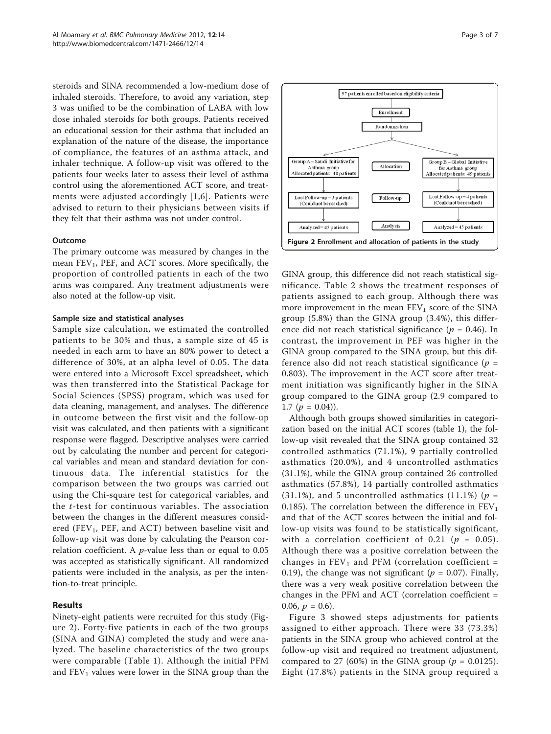steroids and SINA recommended a low-medium dose of inhaled steroids. Therefore, to avoid any variation, step 3 was unified to be the combination of LABA with low dose inhaled steroids for both groups. Patients received an educational session for their asthma that included an explanation of the nature of the disease, the importance of compliance, the features of an asthma attack, and inhaler technique. A follow-up visit was offered to the patients four weeks later to assess their level of asthma control using the aforementioned ACT score, and treatments were adjusted accordingly [1,6]. Patients were advised to return to their physicians between visits if they felt that their asthma was not under control.

### Outcome

The primary outcome was measured by changes in the mean $FEV_1$, PEF, and ACT scores. More specifically, the proportion of controlled patients in each of the two arms was compared. Any treatment adjustments were also noted at the follow-up visit.

### Sample size and statistical analyses

Sample size calculation, we estimated the controlled patients to be 30% and thus, a sample size of 45 is needed in each arm to have an 80% power to detect a difference of 30%, at an alpha level of 0.05. The data were entered into a Microsoft Excel spreadsheet, which was then transferred into the Statistical Package for Social Sciences (SPSS) program, which was used for data cleaning, management, and analyses. The difference in outcome between the first visit and the follow-up visit was calculated, and then patients with a significant response were flagged. Descriptive analyses were carried out by calculating the number and percent for categorical variables and mean and standard deviation for continuous data. The inferential statistics for the comparison between the two groups was carried out using the Chi-square test for categorical variables, and the *t*-test for continuous variables. The association between the changes in the different measures considered ($FEV_1$, PEF, and ACT) between baseline visit and follow-up visit was done by calculating the Pearson correlation coefficient. A *p*-value less than or equal to 0.05 was accepted as statistically significant. All randomized patients were included in the analysis, as per the intention-to-treat principle.

## Results

Ninety-eight patients were recruited for this study (Figure 2). Forty-five patients in each of the two groups (SINA and GINA) completed the study and were analyzed. The baseline characteristics of the two groups were comparable (Table 1). Although the initial PFM and $FEV_1$ values were lower in the SINA group than the GINA group, this difference did not reach statistical significance. Table 2 shows the treatment responses of patients assigned to each group. Although there was more improvement in the mean $FEV_1$ score of the SINA group (5.8%) than the GINA group (3.4%), this difference did not reach statistical significance ($p$ = 0.46). In contrast, the improvement in PEF was higher in the GINA group compared to the SINA group, but this difference also did not reach statistical significance ($p$ = 0.803). The improvement in the ACT score after treatment initiation was significantly higher in the SINA group compared to the GINA group (2.9 compared to 1.7 ($p$ = 0.04)).

97 patients enrolled based on eligibility criteria

Enrollment

Randomization

Group A – Saudi Initiative for Asthma group Allocated patients: 48 patients | Allocation | Group B – Global Initiative for Asthma group Allocated patients: 49 patients

Lost Follow-up = 3 patients (Could not be reached) | Follow-up | Lost Follow-up = 4 patients (Could not be reached)

Analyzed = 45 patients | Analysis | Analyzed = 45 patients

**Figure 2 Enrollment and allocation of patients in the study.**

Although both groups showed similarities in categorization based on the initial ACT scores (table 1), the follow-up visit revealed that the SINA group contained 32 controlled asthmatics (71.1%), 9 partially controlled asthmatics (20.0%), and 4 uncontrolled asthmatics (31.1%), while the GINA group contained 26 controlled asthmatics (57.8%), 14 partially controlled asthmatics (31.1%), and 5 uncontrolled asthmatics (11.1%) ($p$ = 0.185). The correlation between the difference in $FEV_1$ and that of the ACT scores between the initial and follow-up visits was found to be statistically significant, with a correlation coefficient of 0.21 ($p$ = 0.05). Although there was a positive correlation between the changes in $FEV_1$ and PFM (correlation coefficient = 0.19), the change was not significant ($p$ = 0.07). Finally, there was a very weak positive correlation between the changes in the PFM and ACT (correlation coefficient = 0.06, $p$ = 0.6).

Figure 3 showed steps adjustments for patients assigned to either approach. There were 33 (73.3%) patients in the SINA group who achieved control at the follow-up visit and required no treatment adjustment, compared to 27 (60%) in the GINA group ($p$ = 0.0125). Eight (17.8%) patients in the SINA group required a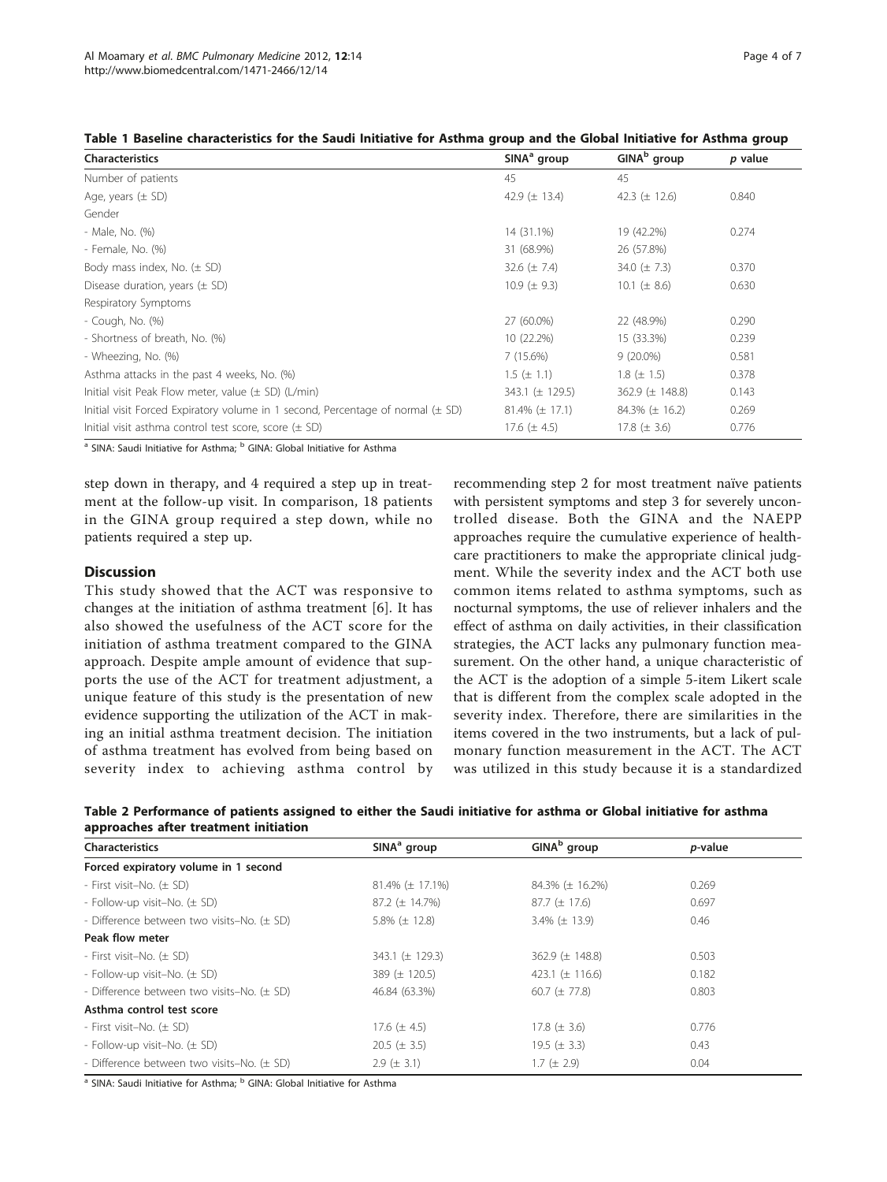**Table 1 Baseline characteristics for the Saudi Initiative for Asthma group and the Global Initiative for Asthma group**

| Characteristics | SINA[a] group | GINA[b] group | *p* value |
|---|---|---|---|
| Number of patients | 45 | 45 | |
| Age, years (± SD) | 42.9 (± 13.4) | 42.3 (± 12.6) | 0.840 |
| Gender | | | |
| - Male, No. (%) | 14 (31.1%) | 19 (42.2%) | 0.274 |
| - Female, No. (%) | 31 (68.9%) | 26 (57.8%) | |
| Body mass index, No. (± SD) | 32.6 (± 7.4) | 34.0 (± 7.3) | 0.370 |
| Disease duration, years (± SD) | 10.9 (± 9.3) | 10.1 (± 8.6) | 0.630 |
| Respiratory Symptoms | | | |
| - Cough, No. (%) | 27 (60.0%) | 22 (48.9%) | 0.290 |
| - Shortness of breath, No. (%) | 10 (22.2%) | 15 (33.3%) | 0.239 |
| - Wheezing, No. (%) | 7 (15.6%) | 9 (20.0%) | 0.581 |
| Asthma attacks in the past 4 weeks, No. (%) | 1.5 (± 1.1) | 1.8 (± 1.5) | 0.378 |
| Initial visit Peak Flow meter, value (± SD) (L/min) | 343.1 (± 129.5) | 362.9 (± 148.8) | 0.143 |
| Initial visit Forced Expiratory volume in 1 second, Percentage of normal (± SD) | 81.4% (± 17.1) | 84.3% (± 16.2) | 0.269 |
| Initial visit asthma control test score, score (± SD) | 17.6 (± 4.5) | 17.8 (± 3.6) | 0.776 |

[a] SINA: Saudi Initiative for Asthma; [b] GINA: Global Initiative for Asthma

step down in therapy, and 4 required a step up in treatment at the follow-up visit. In comparison, 18 patients in the GINA group required a step down, while no patients required a step up.

## Discussion

This study showed that the ACT was responsive to changes at the initiation of asthma treatment [6]. It has also showed the usefulness of the ACT score for the initiation of asthma treatment compared to the GINA approach. Despite ample amount of evidence that supports the use of the ACT for treatment adjustment, a unique feature of this study is the presentation of new evidence supporting the utilization of the ACT in making an initial asthma treatment decision. The initiation of asthma treatment has evolved from being based on severity index to achieving asthma control by recommending step 2 for most treatment naïve patients with persistent symptoms and step 3 for severely uncontrolled disease. Both the GINA and the NAEPP approaches require the cumulative experience of healthcare practitioners to make the appropriate clinical judgment. While the severity index and the ACT both use common items related to asthma symptoms, such as nocturnal symptoms, the use of reliever inhalers and the effect of asthma on daily activities, in their classification strategies, the ACT lacks any pulmonary function measurement. On the other hand, a unique characteristic of the ACT is the adoption of a simple 5-item Likert scale that is different from the complex scale adopted in the severity index. Therefore, there are similarities in the items covered in the two instruments, but a lack of pulmonary function measurement in the ACT. The ACT was utilized in this study because it is a standardized

**Table 2 Performance of patients assigned to either the Saudi initiative for asthma or Global initiative for asthma approaches after treatment initiation**

| Characteristics | SINA[a] group | GINA[b] group | *p*-value |
|---|---|---|---|
| **Forced expiratory volume in 1 second** | | | |
| - First visit–No. (± SD) | 81.4% (± 17.1%) | 84.3% (± 16.2%) | 0.269 |
| - Follow-up visit–No. (± SD) | 87.2 (± 14.7%) | 87.7 (± 17.6) | 0.697 |
| - Difference between two visits–No. (± SD) | 5.8% (± 12.8) | 3.4% (± 13.9) | 0.46 |
| **Peak flow meter** | | | |
| - First visit–No. (± SD) | 343.1 (± 129.3) | 362.9 (± 148.8) | 0.503 |
| - Follow-up visit–No. (± SD) | 389 (± 120.5) | 423.1 (± 116.6) | 0.182 |
| - Difference between two visits–No. (± SD) | 46.84 (63.3%) | 60.7 (± 77.8) | 0.803 |
| **Asthma control test score** | | | |
| - First visit–No. (± SD) | 17.6 (± 4.5) | 17.8 (± 3.6) | 0.776 |
| - Follow-up visit–No. (± SD) | 20.5 (± 3.5) | 19.5 (± 3.3) | 0.43 |
| - Difference between two visits–No. (± SD) | 2.9 (± 3.1) | 1.7 (± 2.9) | 0.04 |

[a] SINA: Saudi Initiative for Asthma; [b] GINA: Global Initiative for Asthma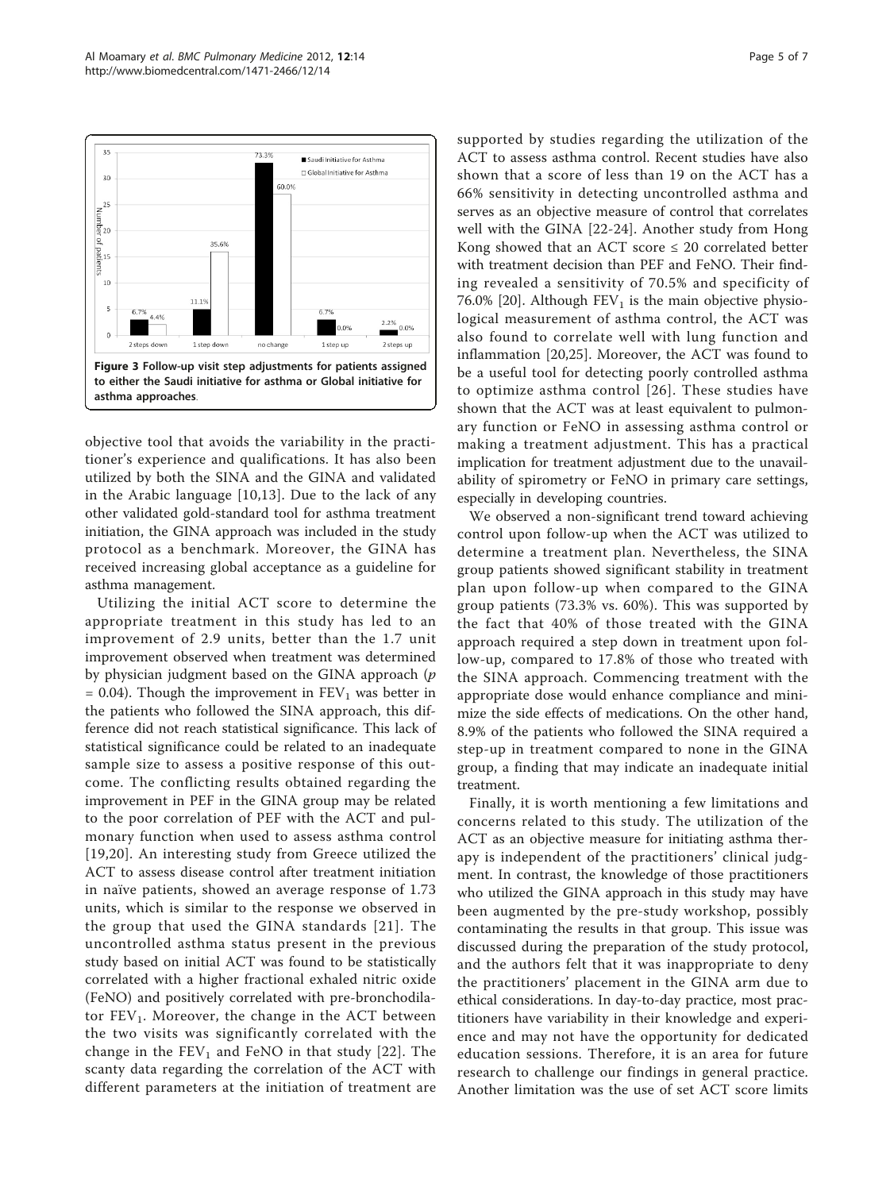Figure 3 Follow-up visit step adjustments for patients assigned to either the Saudi initiative for asthma or Global initiative for asthma approaches.

objective tool that avoids the variability in the practitioner's experience and qualifications. It has also been utilized by both the SINA and the GINA and validated in the Arabic language [10,13]. Due to the lack of any other validated gold-standard tool for asthma treatment initiation, the GINA approach was included in the study protocol as a benchmark. Moreover, the GINA has received increasing global acceptance as a guideline for asthma management.

Utilizing the initial ACT score to determine the appropriate treatment in this study has led to an improvement of 2.9 units, better than the 1.7 unit improvement observed when treatment was determined by physician judgment based on the GINA approach ($p = 0.04$). Though the improvement in $FEV_1$ was better in the patients who followed the SINA approach, this difference did not reach statistical significance. This lack of statistical significance could be related to an inadequate sample size to assess a positive response of this outcome. The conflicting results obtained regarding the improvement in PEF in the GINA group may be related to the poor correlation of PEF with the ACT and pulmonary function when used to assess asthma control [19,20]. An interesting study from Greece utilized the ACT to assess disease control after treatment initiation in naïve patients, showed an average response of 1.73 units, which is similar to the response we observed in the group that used the GINA standards [21]. The uncontrolled asthma status present in the previous study based on initial ACT was found to be statistically correlated with a higher fractional exhaled nitric oxide (FeNO) and positively correlated with pre-bronchodilator $FEV_1$. Moreover, the change in the ACT between the two visits was significantly correlated with the change in the $FEV_1$ and FeNO in that study [22]. The scanty data regarding the correlation of the ACT with different parameters at the initiation of treatment are supported by studies regarding the utilization of the ACT to assess asthma control. Recent studies have also shown that a score of less than 19 on the ACT has a 66% sensitivity in detecting uncontrolled asthma and serves as an objective measure of control that correlates well with the GINA [22-24]. Another study from Hong Kong showed that an ACT score ≤ 20 correlated better with treatment decision than PEF and FeNO. Their finding revealed a sensitivity of 70.5% and specificity of 76.0% [20]. Although $FEV_1$ is the main objective physiological measurement of asthma control, the ACT was also found to correlate well with lung function and inflammation [20,25]. Moreover, the ACT was found to be a useful tool for detecting poorly controlled asthma to optimize asthma control [26]. These studies have shown that the ACT was at least equivalent to pulmonary function or FeNO in assessing asthma control or making a treatment adjustment. This has a practical implication for treatment adjustment due to the unavailability of spirometry or FeNO in primary care settings, especially in developing countries.

We observed a non-significant trend toward achieving control upon follow-up when the ACT was utilized to determine a treatment plan. Nevertheless, the SINA group patients showed significant stability in treatment plan upon follow-up when compared to the GINA group patients (73.3% vs. 60%). This was supported by the fact that 40% of those treated with the GINA approach required a step down in treatment upon follow-up, compared to 17.8% of those who treated with the SINA approach. Commencing treatment with the appropriate dose would enhance compliance and minimize the side effects of medications. On the other hand, 8.9% of the patients who followed the SINA required a step-up in treatment compared to none in the GINA group, a finding that may indicate an inadequate initial treatment.

Finally, it is worth mentioning a few limitations and concerns related to this study. The utilization of the ACT as an objective measure for initiating asthma therapy is independent of the practitioners' clinical judgment. In contrast, the knowledge of those practitioners who utilized the GINA approach in this study may have been augmented by the pre-study workshop, possibly contaminating the results in that group. This issue was discussed during the preparation of the study protocol, and the authors felt that it was inappropriate to deny the practitioners' placement in the GINA arm due to ethical considerations. In day-to-day practice, most practitioners have variability in their knowledge and experience and may not have the opportunity for dedicated education sessions. Therefore, it is an area for future research to challenge our findings in general practice. Another limitation was the use of set ACT score limits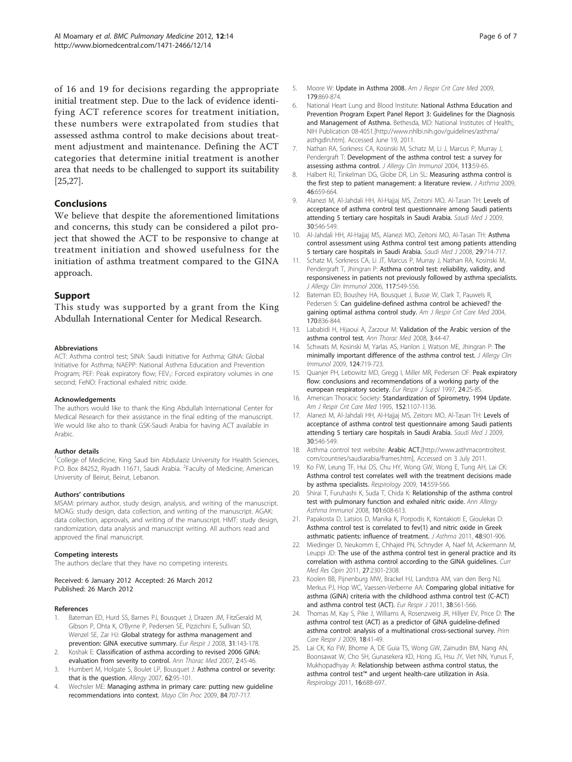of 16 and 19 for decisions regarding the appropriate initial treatment step. Due to the lack of evidence identifying ACT reference scores for treatment initiation, these numbers were extrapolated from studies that assessed asthma control to make decisions about treatment adjustment and maintenance. Defining the ACT categories that determine initial treatment is another area that needs to be challenged to support its suitability [25,27].

## Conclusions

We believe that despite the aforementioned limitations and concerns, this study can be considered a pilot project that showed the ACT to be responsive to change at treatment initiation and showed usefulness for the initiation of asthma treatment compared to the GINA approach.

## Support

This study was supported by a grant from the King Abdullah International Center for Medical Research.

#### Abbreviations

ACT: Asthma control test; SINA: Saudi Initiative for Asthma; GINA: Global Initiative for Asthma; NAEPP: National Asthma Education and Prevention Program; PEF: Peak expiratory flow; $FEV_1$: Forced expiratory volumes in one second; FeNO: Fractional exhaled nitric oxide.

#### Acknowledgements

The authors would like to thank the King Abdullah International Center for Medical Research for their assistance in the final editing of the manuscript. We would like also to thank GSK-Saudi Arabia for having ACT available in Arabic.

#### Author details

[1]College of Medicine, King Saud bin Abdulaziz University for Health Sciences, P.O. Box 84252, Riyadh 11671, Saudi Arabia. [2]Faculty of Medicine, American University of Beirut, Beirut, Lebanon.

#### Authors' contributions

MSAM: primary author, study design, analysis, and writing of the manuscript. MOAG: study design, data collection, and writing of the manuscript. AGAK: data collection, approvals, and writing of the manuscript. HMT: study design, randomization, data analysis and manuscript writing. All authors read and approved the final manuscript.

#### Competing interests

The authors declare that they have no competing interests.

Received: 6 January 2012 Accepted: 26 March 2012
Published: 26 March 2012

#### References

1. Bateman ED, Hurd SS, Barnes PJ, Bousquet J, Drazen JM, FitzGerald M, Gibson P, Ohta K, O'Byrne P, Pedersen SE, Pizzichini E, Sullivan SD, Wenzel SE, Zar HJ: **Global strategy for asthma management and prevention: GINA executive summary.** *Eur Respir J* 2008, **31**:143-178.
2. Koshak E: **Classification of asthma according to revised 2006 GINA: evaluation from severity to control.** *Ann Thorac Med* 2007, **2**:45-46.
3. Humbert M, Holgate S, Boulet LP, Bousquet J: **Asthma control or severity: that is the question.** *Allergy* 2007, **62**:95-101.
4. Wechsler ME: **Managing asthma in primary care: putting new guideline recommendations into context.** *Mayo Clin Proc* 2009, **84**:707-717.
5. Moore W: **Update in Asthma 2008.** *Am J Respir Crit Care Med* 2009, **179**:869-874.
6. National Heart Lung and Blood Institute: **National Asthma Education and Prevention Program Expert Panel Report 3: Guidelines for the Diagnosis and Management of Asthma.** Bethesda, MD: National Institutes of Health;, NIH Publication 08-4051.[http://www.nhlbi.nih.gov/guidelines/asthma/asthgdln.htm]. Accessed June 19, 2011.
7. Nathan RA, Sorkness CA, Kosinski M, Schatz M, Li J, Marcus P, Murray J, Pendergraft T: **Development of the asthma control test: a survey for assessing asthma control.** *J Allergy Clin Immunol* 2004, **113**:59-65.
8. Halbert RJ, Tinkelman DG, Globe DR, Lin SL: **Measuring asthma control is the first step to patient management: a literature review.** *J Asthma* 2009, **46**:659-664.
9. Alanezi M, Al-Jahdali HH, Al-Hajjaj MS, Zeitoni MO, Al-Tasan TH: **Levels of acceptance of asthma control test questionnaire among Saudi patients attending 5 tertiary care hospitals in Saudi Arabia.** *Saudi Med J* 2009, **30**:546-549.
10. Al-Jahdali HH, Al-Hajjaj MS, Alanezi MO, Zeitoni MO, Al-Tasan TH: **Asthma control assessment using Asthma control test among patients attending 5 tertiary care hospitals in Saudi Arabia.** *Saudi Med J* 2008, **29**:714-717.
11. Schatz M, Sorkness CA, Li JT, Marcus P, Murray J, Nathan RA, Kosinski M, Pendergraft T, Jhingran P: **Asthma control test: reliability, validity, and responsiveness in patients not previously followed by asthma specialists.** *J Allergy Clin Immunol* 2006, **117**:549-556.
12. Bateman ED, Boushey HA, Bousquet J, Busse W, Clark T, Pauwels R, Pedersen S: **Can guideline-defined asthma control be achieved? the gaining optimal asthma control study.** *Am J Respir Crit Care Med* 2004, **170**:836-844.
13. Lababidi H, Hijaoui A, Zarzour M: **Validation of the Arabic version of the asthma control test.** *Ann Thorac Med* 2008, **3**:44-47.
14. Schwats M, Kosinski M, Yarlas AS, Hanlon J, Watson ME, Jhingran P: **The minimally important difference of the asthma control test.** *J Allergy Clin Immunol* 2009, **124**:719-723.
15. Quanjer PH, Lebowitz MD, Gregg I, Miller MR, Pedersen OF: **Peak expiratory flow: conclusions and recommendations of a working party of the european respiratory society.** *Eur Respir J Suppl* 1997, **24**:2S-8S.
16. American Thoracic Society: **Standardization of Spirometry, 1994 Update.** *Am J Respir Crit Care Med* 1995, **152**:1107-1136.
17. Alanezi M, Al-Jahdali HH, Al-Hajjaj MS, Zeitoni MO, Al-Tasan TH: **Levels of acceptance of asthma control test questionnaire among Saudi patients attending 5 tertiary care hospitals in Saudi Arabia.** *Saudi Med J* 2009, **30**:546-549.
18. Asthma control test website: **Arabic ACT.**[http://www.asthmacontroltest.com/countries/saudiarabia/frames.htm], Accessed on 3 July 2011.
19. Ko FW, Leung TF, Hui DS, Chu HY, Wong GW, Wong E, Tung AH, Lai CK: **Asthma control test correlates well with the treatment decisions made by asthma specialists.** *Respirology* 2009, **14**:559-566.
20. Shirai T, Furuhashi K, Suda T, Chida K: **Relationship of the asthma control test with pulmonary function and exhaled nitric oxide.** *Ann Allergy Asthma Immunol* 2008, **101**:608-613.
21. Papakosta D, Latsios D, Manika K, Porpodis K, Kontakioti E, Gioulekas D: **Asthma control test is correlated to fev(1) and nitric oxide in Greek asthmatic patients: influence of treatment.** *J Asthma* 2011, **48**:901-906.
22. Miedinger D, Neukomm E, Chhajed PN, Schnyder A, Naef M, Ackermann M, Leuppi JD: **The use of the asthma control test in general practice and its correlation with asthma control according to the GINA guidelines.** *Curr Med Res Opin* 2011, **27**:2301-2308.
23. Koolen BB, Pijnenburg MW, Brackel HJ, Landstra AM, van den Berg NJ, Merkus PJ, Hop WC, Vaessen-Verberne AA: **Comparing global initiative for asthma (GINA) criteria with the childhood asthma control test (C-ACT) and asthma control test (ACT).** *Eur Respir J* 2011, **38**:561-566.
24. Thomas M, Kay S, Pike J, Williams A, Rosenzweig JR, Hillyer EV, Price D: **The asthma control test (ACT) as a predictor of GINA guideline-defined asthma control: analysis of a multinational cross-sectional survey.** *Prim Care Respir J* 2009, **18**:41-49.
25. Lai CK, Ko FW, Bhome A, DE Guia TS, Wong GW, Zainudin BM, Nang AN, Boonsawat W, Cho SH, Gunasekera KD, Hong JG, Hsu JY, Viet NN, Yunus F, Mukhopadhyay A: **Relationship between asthma control status, the asthma control test™ and urgent health-care utilization in Asia.** *Respirology* 2011, **16**:688-697.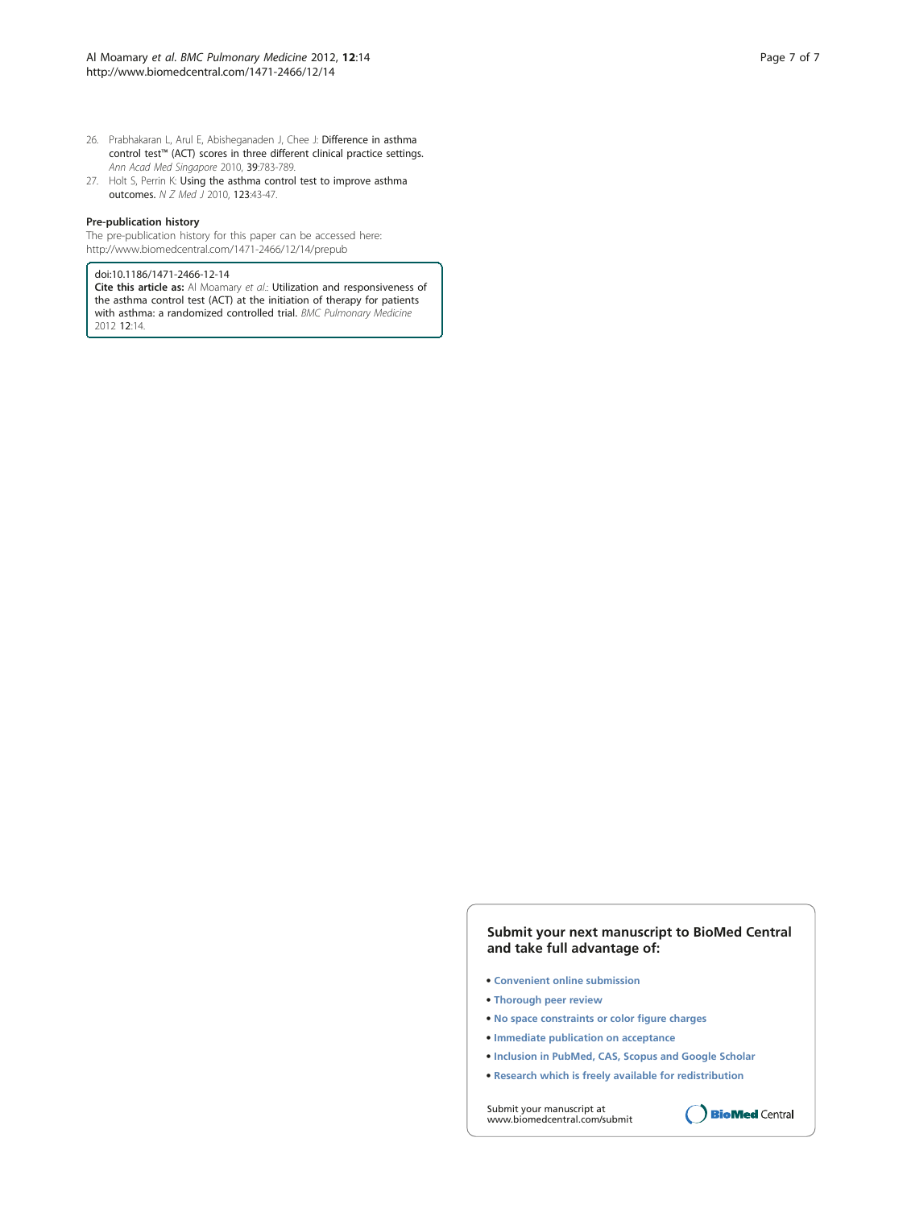26. Prabhakaran L, Arul E, Abisheganaden J, Chee J: **Difference in asthma control test™ (ACT) scores in three different clinical practice settings.** *Ann Acad Med Singapore* 2010, **39**:783-789.
27. Holt S, Perrin K: **Using the asthma control test to improve asthma outcomes.** *N Z Med J* 2010, **123**:43-47.

### Pre-publication history

The pre-publication history for this paper can be accessed here: http://www.biomedcentral.com/1471-2466/12/14/prepub

doi:10.1186/1471-2466-12-14

**Cite this article as:** Al Moamary *et al.*: Utilization and responsiveness of the asthma control test (ACT) at the initiation of therapy for patients with asthma: a randomized controlled trial. *BMC Pulmonary Medicine* 2012 **12**:14.

**Submit your next manuscript to BioMed Central and take full advantage of:**

- **Convenient online submission**
- **Thorough peer review**
- **No space constraints or color figure charges**
- **Immediate publication on acceptance**
- **Inclusion in PubMed, CAS, Scopus and Google Scholar**
- **Research which is freely available for redistribution**

Submit your manuscript at www.biomedcentral.com/submit

BioMed Central